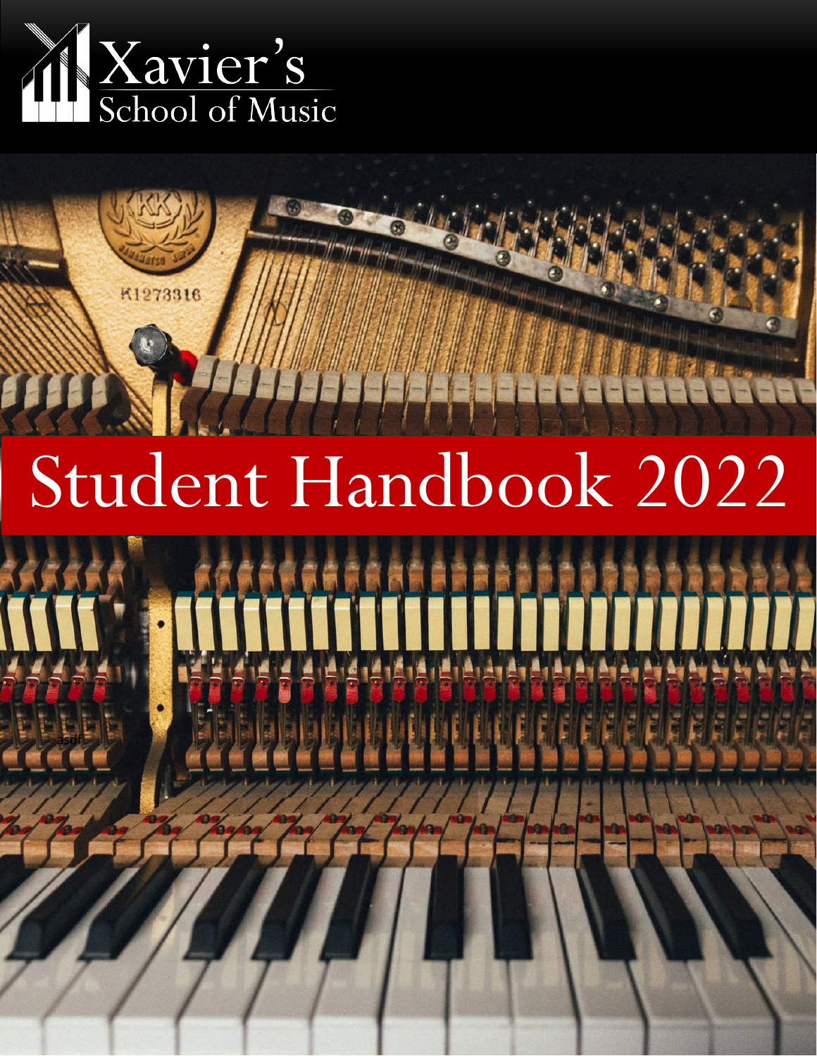Xavier's
School of Music

# Student Handbook 2022

asdf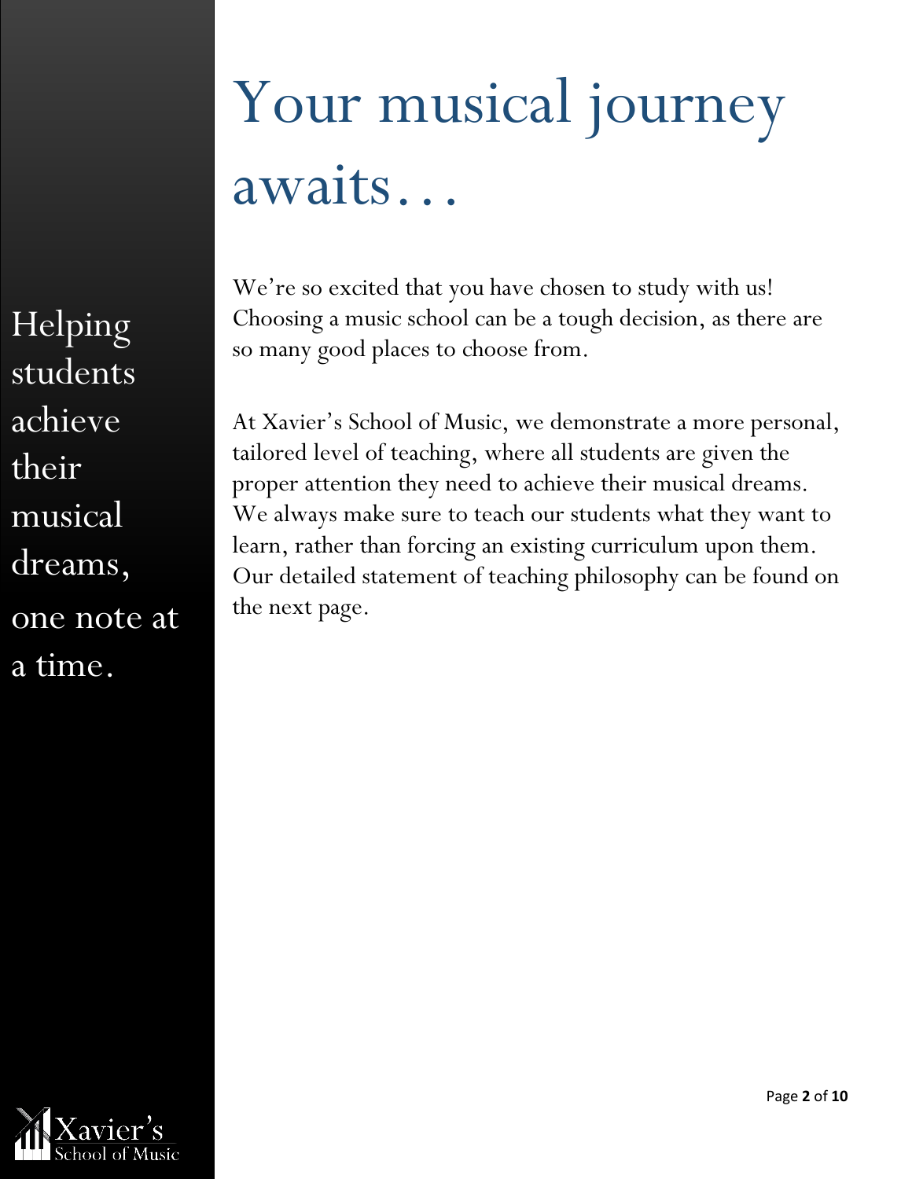# Your musical journey awaits…

Helping students achieve their musical dreams, one note at a time.

We're so excited that you have chosen to study with us! Choosing a music school can be a tough decision, as there are so many good places to choose from.

At Xavier's School of Music, we demonstrate a more personal, tailored level of teaching, where all students are given the proper attention they need to achieve their musical dreams. We always make sure to teach our students what they want to learn, rather than forcing an existing curriculum upon them. Our detailed statement of teaching philosophy can be found on the next page.

Xavier's School of Music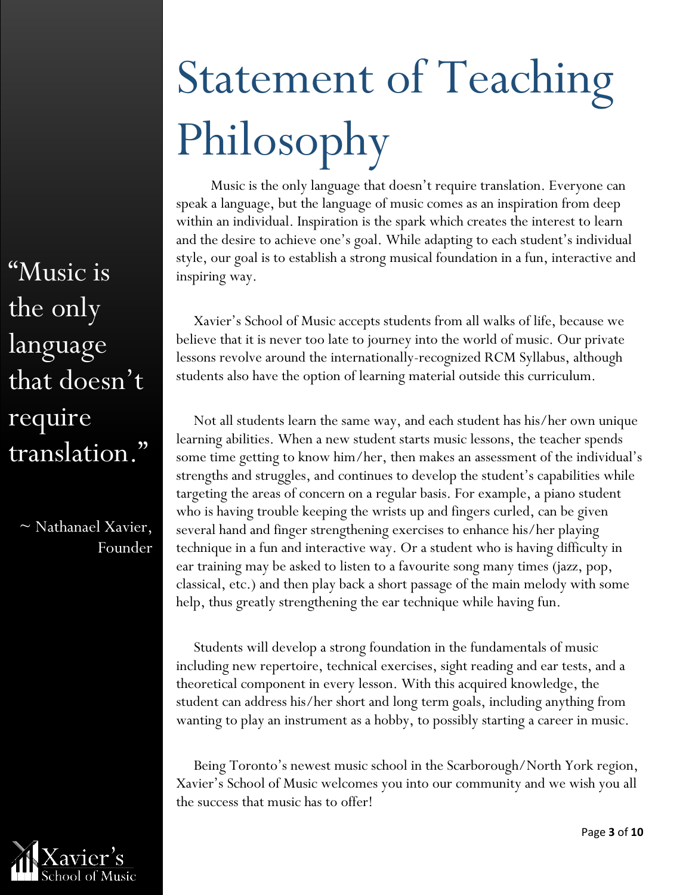# Statement of Teaching Philosophy

> "Music is the only language that doesn't require translation."
>
> ~ Nathanael Xavier, Founder

Music is the only language that doesn't require translation. Everyone can speak a language, but the language of music comes as an inspiration from deep within an individual. Inspiration is the spark which creates the interest to learn and the desire to achieve one's goal. While adapting to each student's individual style, our goal is to establish a strong musical foundation in a fun, interactive and inspiring way.

Xavier's School of Music accepts students from all walks of life, because we believe that it is never too late to journey into the world of music. Our private lessons revolve around the internationally-recognized RCM Syllabus, although students also have the option of learning material outside this curriculum.

Not all students learn the same way, and each student has his/her own unique learning abilities. When a new student starts music lessons, the teacher spends some time getting to know him/her, then makes an assessment of the individual's strengths and struggles, and continues to develop the student's capabilities while targeting the areas of concern on a regular basis. For example, a piano student who is having trouble keeping the wrists up and fingers curled, can be given several hand and finger strengthening exercises to enhance his/her playing technique in a fun and interactive way. Or a student who is having difficulty in ear training may be asked to listen to a favourite song many times (jazz, pop, classical, etc.) and then play back a short passage of the main melody with some help, thus greatly strengthening the ear technique while having fun.

Students will develop a strong foundation in the fundamentals of music including new repertoire, technical exercises, sight reading and ear tests, and a theoretical component in every lesson. With this acquired knowledge, the student can address his/her short and long term goals, including anything from wanting to play an instrument as a hobby, to possibly starting a career in music.

Being Toronto's newest music school in the Scarborough/North York region, Xavier's School of Music welcomes you into our community and we wish you all the success that music has to offer!

Xavier's School of Music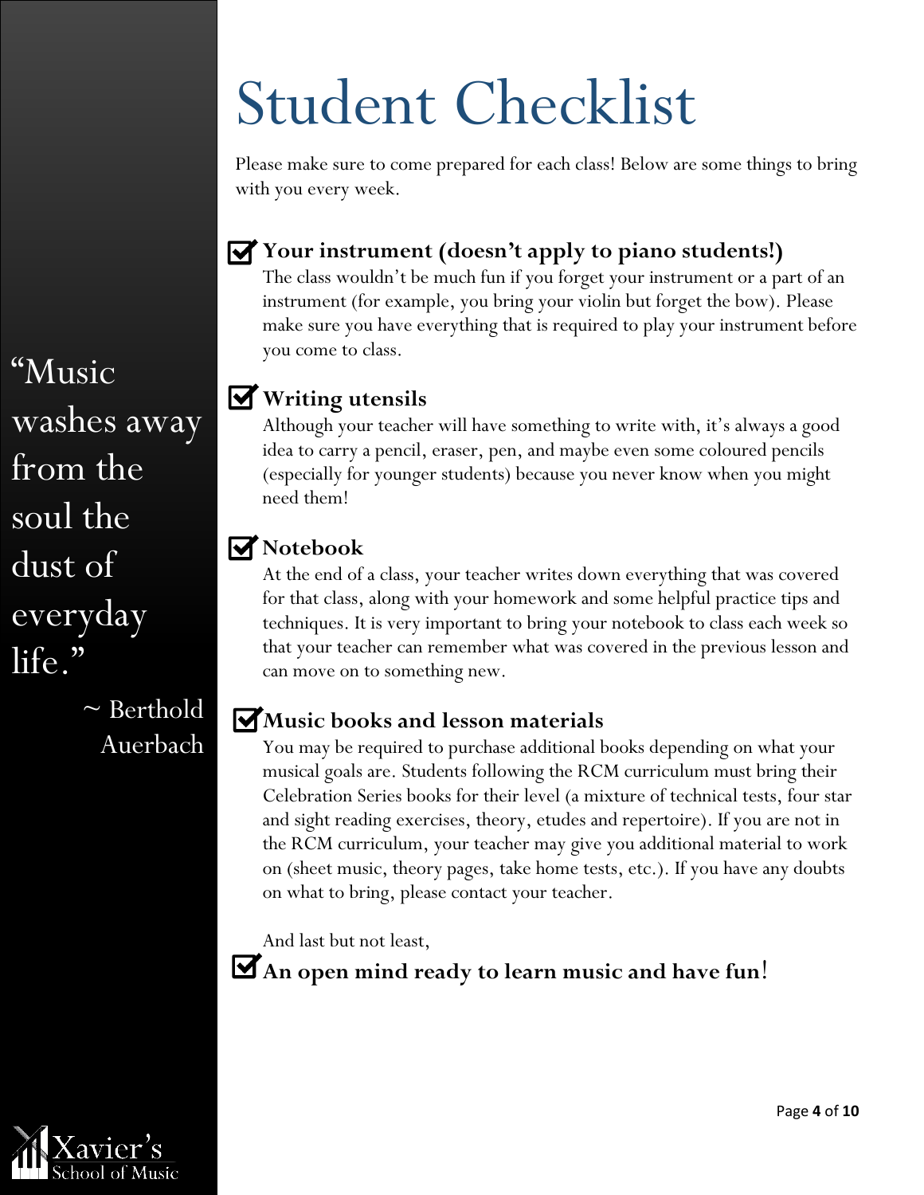# Student Checklist

Please make sure to come prepared for each class! Below are some things to bring with you every week.

- ☑ **Your instrument (doesn't apply to piano students!)**

  The class wouldn't be much fun if you forget your instrument or a part of an instrument (for example, you bring your violin but forget the bow). Please make sure you have everything that is required to play your instrument before you come to class.

- ☑ **Writing utensils**

  Although your teacher will have something to write with, it's always a good idea to carry a pencil, eraser, pen, and maybe even some coloured pencils (especially for younger students) because you never know when you might need them!

- ☑ **Notebook**

  At the end of a class, your teacher writes down everything that was covered for that class, along with your homework and some helpful practice tips and techniques. It is very important to bring your notebook to class each week so that your teacher can remember what was covered in the previous lesson and can move on to something new.

- ☑ **Music books and lesson materials**

  You may be required to purchase additional books depending on what your musical goals are. Students following the RCM curriculum must bring their Celebration Series books for their level (a mixture of technical tests, four star and sight reading exercises, theory, etudes and repertoire). If you are not in the RCM curriculum, your teacher may give you additional material to work on (sheet music, theory pages, take home tests, etc.). If you have any doubts on what to bring, please contact your teacher.

And last but not least,

- ☑ **An open mind ready to learn music and have fun**!

"Music washes away from the soul the dust of everyday life."

~ Berthold Auerbach

Xavier's School of Music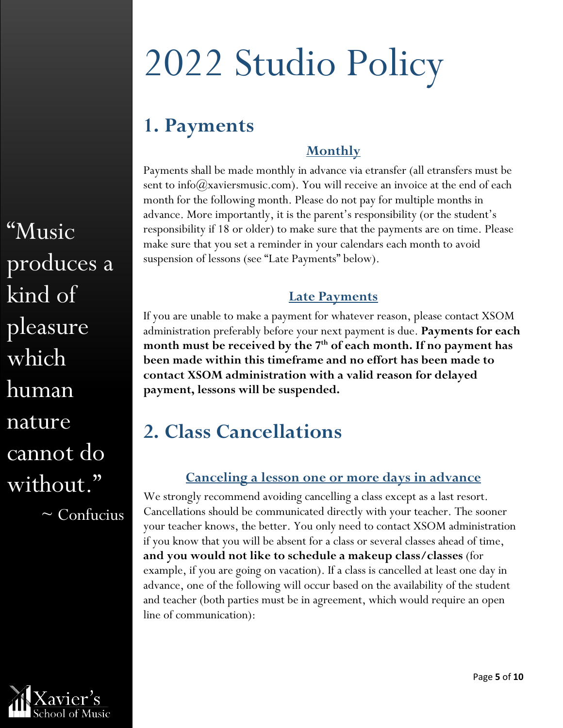# 2022 Studio Policy

“Music produces a kind of pleasure which human nature cannot do without.”
~ Confucius

## 1. Payments

### Monthly

Payments shall be made monthly in advance via etransfer (all etransfers must be sent to info@xaviersmusic.com). You will receive an invoice at the end of each month for the following month. Please do not pay for multiple months in advance. More importantly, it is the parent’s responsibility (or the student’s responsibility if 18 or older) to make sure that the payments are on time. Please make sure that you set a reminder in your calendars each month to avoid suspension of lessons (see “Late Payments” below).

### Late Payments

If you are unable to make a payment for whatever reason, please contact XSOM administration preferably before your next payment is due. **Payments for each month must be received by the 7th of each month. If no payment has been made within this timeframe and no effort has been made to contact XSOM administration with a valid reason for delayed payment, lessons will be suspended.**

## 2. Class Cancellations

### Canceling a lesson one or more days in advance

We strongly recommend avoiding cancelling a class except as a last resort. Cancellations should be communicated directly with your teacher. The sooner your teacher knows, the better. You only need to contact XSOM administration if you know that you will be absent for a class or several classes ahead of time, **and you would not like to schedule a makeup class/classes** (for example, if you are going on vacation). If a class is cancelled at least one day in advance, one of the following will occur based on the availability of the student and teacher (both parties must be in agreement, which would require an open line of communication):

Xavier’s School of Music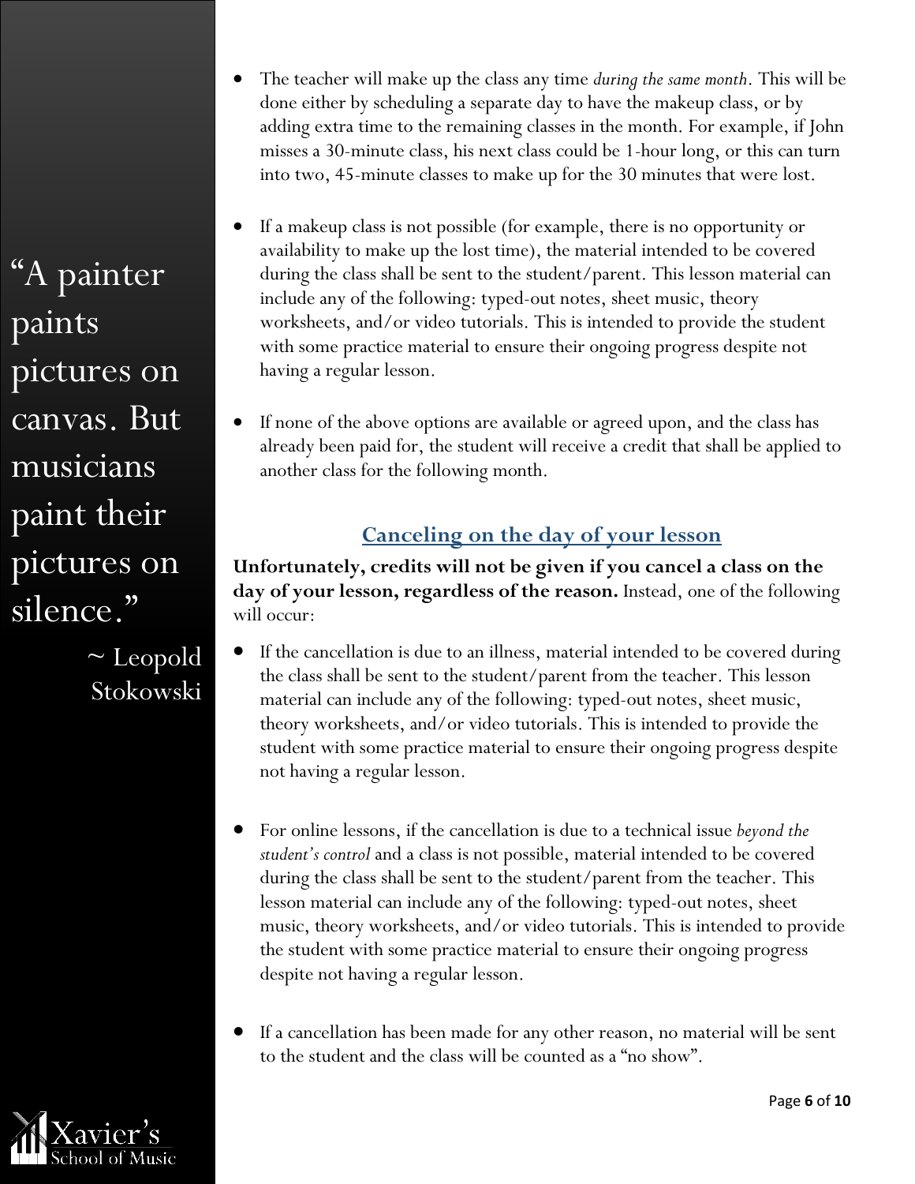> "A painter paints pictures on canvas. But musicians paint their pictures on silence."
>
> ~ Leopold Stokowski

- The teacher will make up the class any time *during the same month*. This will be done either by scheduling a separate day to have the makeup class, or by adding extra time to the remaining classes in the month. For example, if John misses a 30-minute class, his next class could be 1-hour long, or this can turn into two, 45-minute classes to make up for the 30 minutes that were lost.

- If a makeup class is not possible (for example, there is no opportunity or availability to make up the lost time), the material intended to be covered during the class shall be sent to the student/parent. This lesson material can include any of the following: typed-out notes, sheet music, theory worksheets, and/or video tutorials. This is intended to provide the student with some practice material to ensure their ongoing progress despite not having a regular lesson.

- If none of the above options are available or agreed upon, and the class has already been paid for, the student will receive a credit that shall be applied to another class for the following month.

## Canceling on the day of your lesson

**Unfortunately, credits will not be given if you cancel a class on the day of your lesson, regardless of the reason.** Instead, one of the following will occur:

- If the cancellation is due to an illness, material intended to be covered during the class shall be sent to the student/parent from the teacher. This lesson material can include any of the following: typed-out notes, sheet music, theory worksheets, and/or video tutorials. This is intended to provide the student with some practice material to ensure their ongoing progress despite not having a regular lesson.

- For online lessons, if the cancellation is due to a technical issue *beyond the student's control* and a class is not possible, material intended to be covered during the class shall be sent to the student/parent from the teacher. This lesson material can include any of the following: typed-out notes, sheet music, theory worksheets, and/or video tutorials. This is intended to provide the student with some practice material to ensure their ongoing progress despite not having a regular lesson.

- If a cancellation has been made for any other reason, no material will be sent to the student and the class will be counted as a "no show".

Xavier's School of Music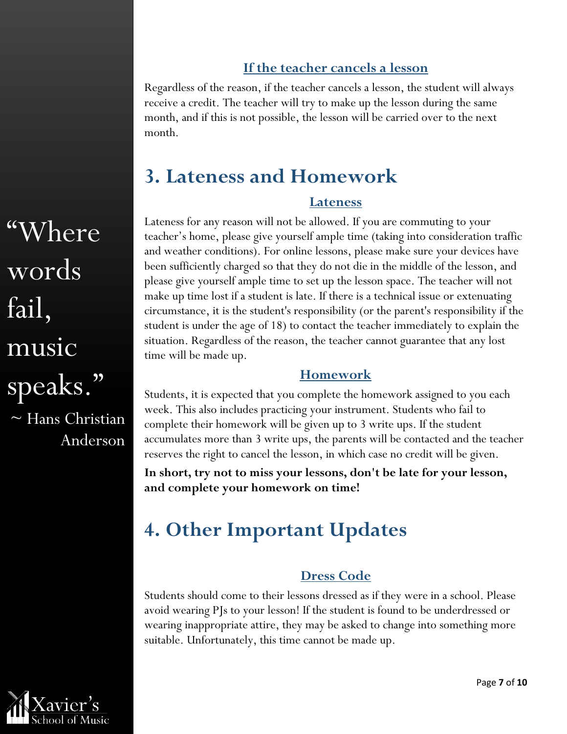### If the teacher cancels a lesson

Regardless of the reason, if the teacher cancels a lesson, the student will always receive a credit. The teacher will try to make up the lesson during the same month, and if this is not possible, the lesson will be carried over to the next month.

## 3. Lateness and Homework

### Lateness

Lateness for any reason will not be allowed. If you are commuting to your teacher's home, please give yourself ample time (taking into consideration traffic and weather conditions). For online lessons, please make sure your devices have been sufficiently charged so that they do not die in the middle of the lesson, and please give yourself ample time to set up the lesson space. The teacher will not make up time lost if a student is late. If there is a technical issue or extenuating circumstance, it is the student's responsibility (or the parent's responsibility if the student is under the age of 18) to contact the teacher immediately to explain the situation. Regardless of the reason, the teacher cannot guarantee that any lost time will be made up.

### Homework

Students, it is expected that you complete the homework assigned to you each week. This also includes practicing your instrument. Students who fail to complete their homework will be given up to 3 write ups. If the student accumulates more than 3 write ups, the parents will be contacted and the teacher reserves the right to cancel the lesson, in which case no credit will be given.

**In short, try not to miss your lessons, don't be late for your lesson, and complete your homework on time!**

## 4. Other Important Updates

### Dress Code

Students should come to their lessons dressed as if they were in a school. Please avoid wearing PJs to your lesson! If the student is found to be underdressed or wearing inappropriate attire, they may be asked to change into something more suitable. Unfortunately, this time cannot be made up.

"Where words fail, music speaks."
~ Hans Christian Anderson

Xavier's School of Music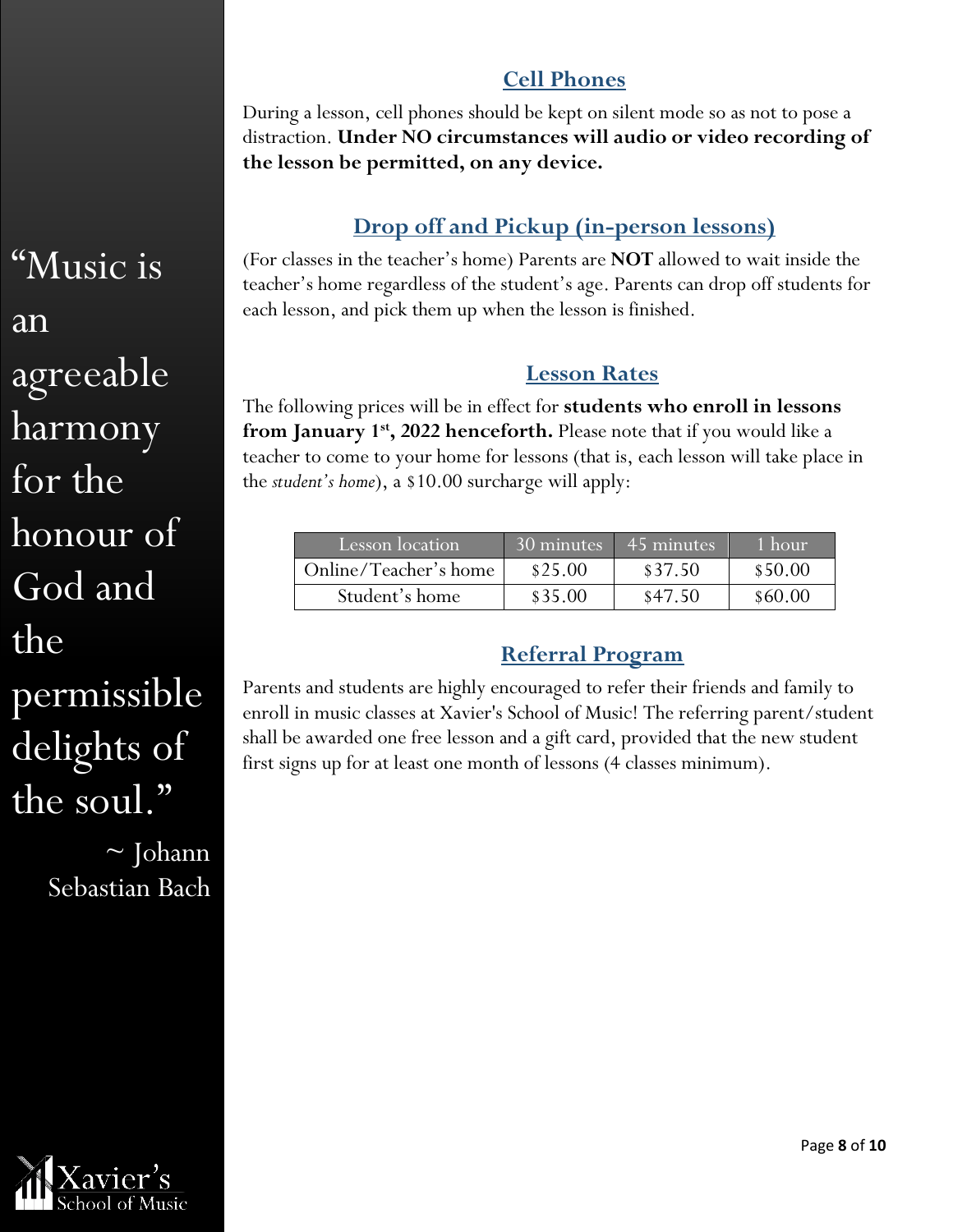"Music is an agreeable harmony for the honour of God and the permissible delights of the soul."

~ Johann Sebastian Bach

## Cell Phones

During a lesson, cell phones should be kept on silent mode so as not to pose a distraction. **Under NO circumstances will audio or video recording of the lesson be permitted, on any device.**

## Drop off and Pickup (in-person lessons)

(For classes in the teacher's home) Parents are **NOT** allowed to wait inside the teacher's home regardless of the student's age. Parents can drop off students for each lesson, and pick them up when the lesson is finished.

## Lesson Rates

The following prices will be in effect for **students who enroll in lessons from January 1st, 2022 henceforth.** Please note that if you would like a teacher to come to your home for lessons (that is, each lesson will take place in the *student's home*), a $10.00 surcharge will apply:

| Lesson location | 30 minutes | 45 minutes | 1 hour |
| --- | --- | --- | --- |
| Online/Teacher's home | $25.00 | $37.50 | $50.00 |
| Student's home | $35.00 | $47.50 | $60.00 |

## Referral Program

Parents and students are highly encouraged to refer their friends and family to enroll in music classes at Xavier's School of Music! The referring parent/student shall be awarded one free lesson and a gift card, provided that the new student first signs up for at least one month of lessons (4 classes minimum).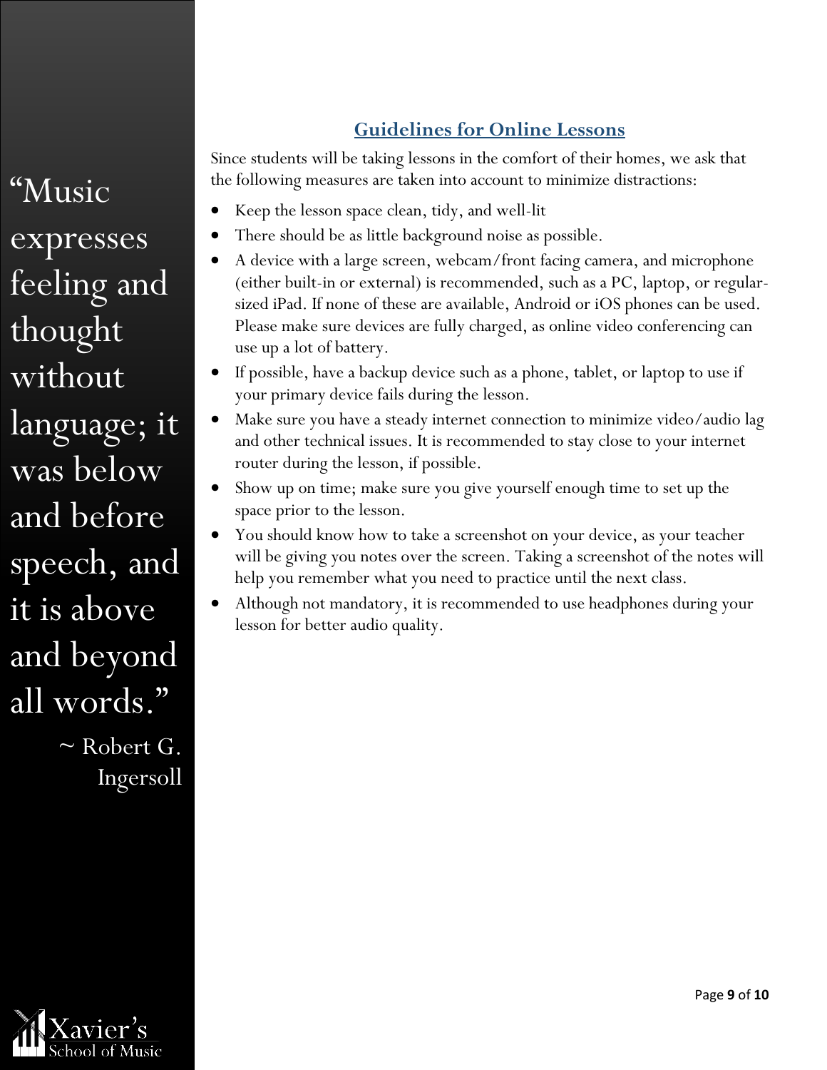"Music expresses feeling and thought without language; it was below and before speech, and it is above and beyond all words."

~ Robert G. Ingersoll

## Guidelines for Online Lessons

Since students will be taking lessons in the comfort of their homes, we ask that the following measures are taken into account to minimize distractions:

- Keep the lesson space clean, tidy, and well-lit
- There should be as little background noise as possible.
- A device with a large screen, webcam/front facing camera, and microphone (either built-in or external) is recommended, such as a PC, laptop, or regular-sized iPad. If none of these are available, Android or iOS phones can be used. Please make sure devices are fully charged, as online video conferencing can use up a lot of battery.
- If possible, have a backup device such as a phone, tablet, or laptop to use if your primary device fails during the lesson.
- Make sure you have a steady internet connection to minimize video/audio lag and other technical issues. It is recommended to stay close to your internet router during the lesson, if possible.
- Show up on time; make sure you give yourself enough time to set up the space prior to the lesson.
- You should know how to take a screenshot on your device, as your teacher will be giving you notes over the screen. Taking a screenshot of the notes will help you remember what you need to practice until the next class.
- Although not mandatory, it is recommended to use headphones during your lesson for better audio quality.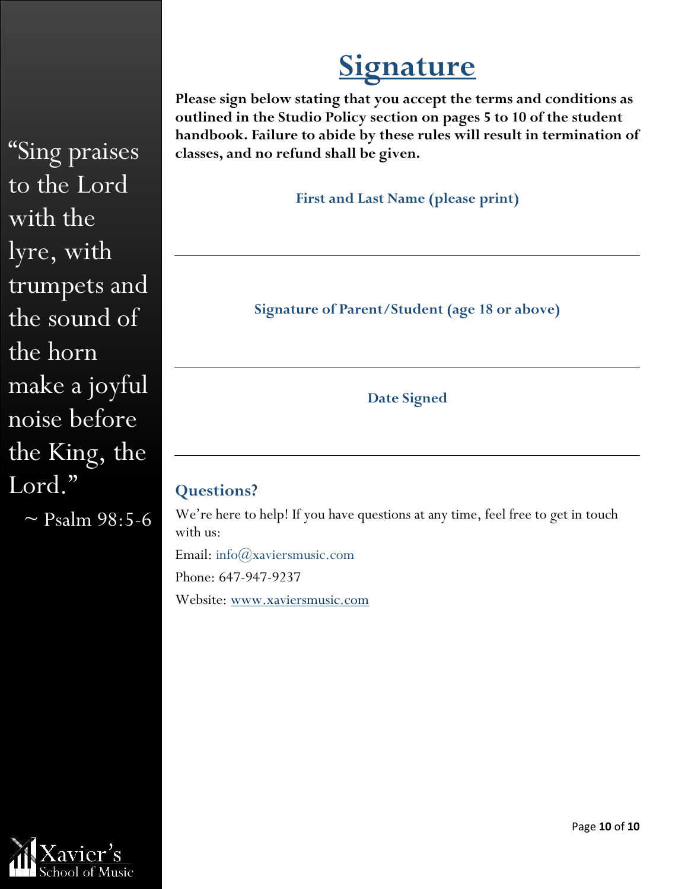“Sing praises to the Lord with the lyre, with trumpets and the sound of the horn make a joyful noise before the King, the Lord.”

~ Psalm 98:5-6

# Signature

**Please sign below stating that you accept the terms and conditions as outlined in the Studio Policy section on pages 5 to 10 of the student handbook. Failure to abide by these rules will result in termination of classes, and no refund shall be given.**

**First and Last Name (please print)**

______________________________________________

**Signature of Parent/Student (age 18 or above)**

______________________________________________

**Date Signed**

______________________________________________

## Questions?

We’re here to help! If you have questions at any time, feel free to get in touch with us:

Email: info@xaviersmusic.com

Phone: 647-947-9237

Website: www.xaviersmusic.com

Xavier’s School of Music